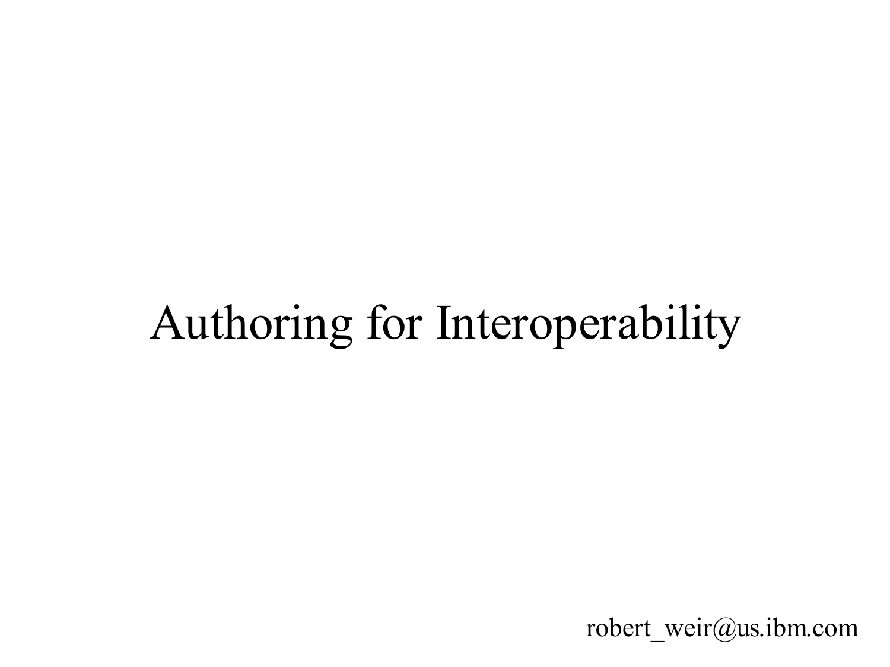# Authoring for Interoperability

robert_weir@us.ibm.com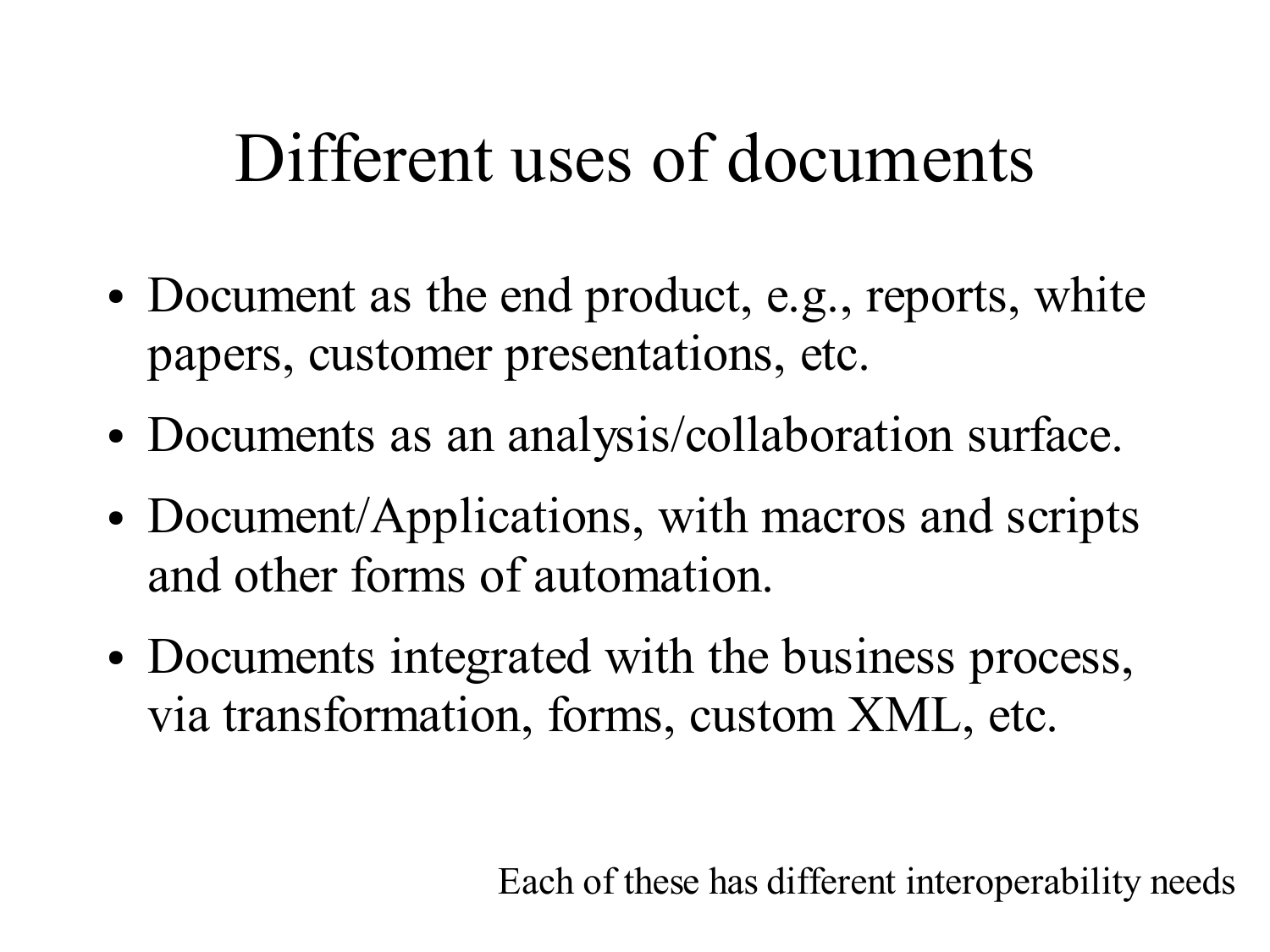# Different uses of documents

- Document as the end product, e.g., reports, white papers, customer presentations, etc.
- Documents as an analysis/collaboration surface.
- Document/Applications, with macros and scripts and other forms of automation.
- Documents integrated with the business process, via transformation, forms, custom XML, etc.

Each of these has different interoperability needs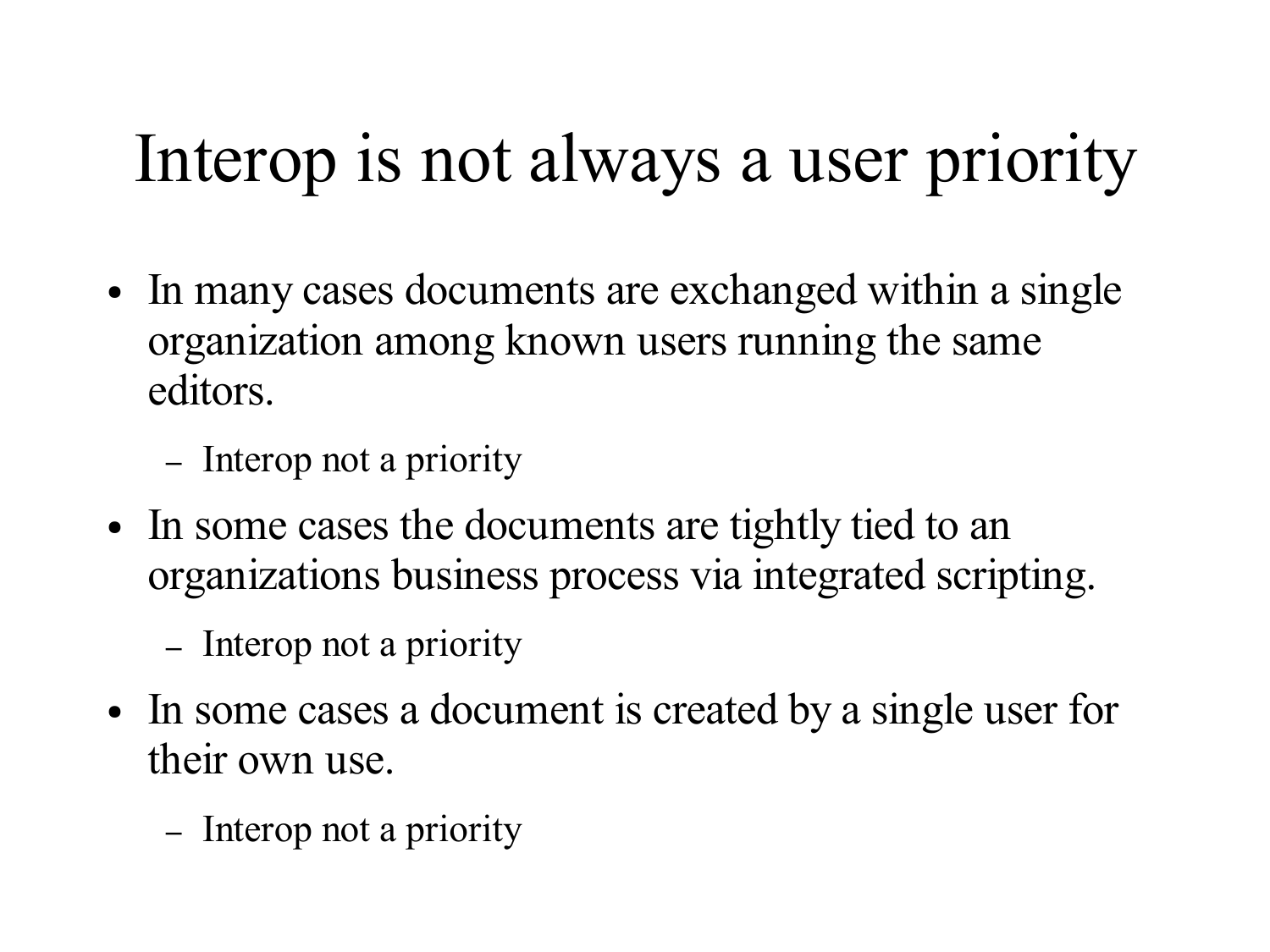# Interop is not always a user priority

- In many cases documents are exchanged within a single organization among known users running the same editors.
  - Interop not a priority
- In some cases the documents are tightly tied to an organizations business process via integrated scripting.
  - Interop not a priority
- In some cases a document is created by a single user for their own use.
  - Interop not a priority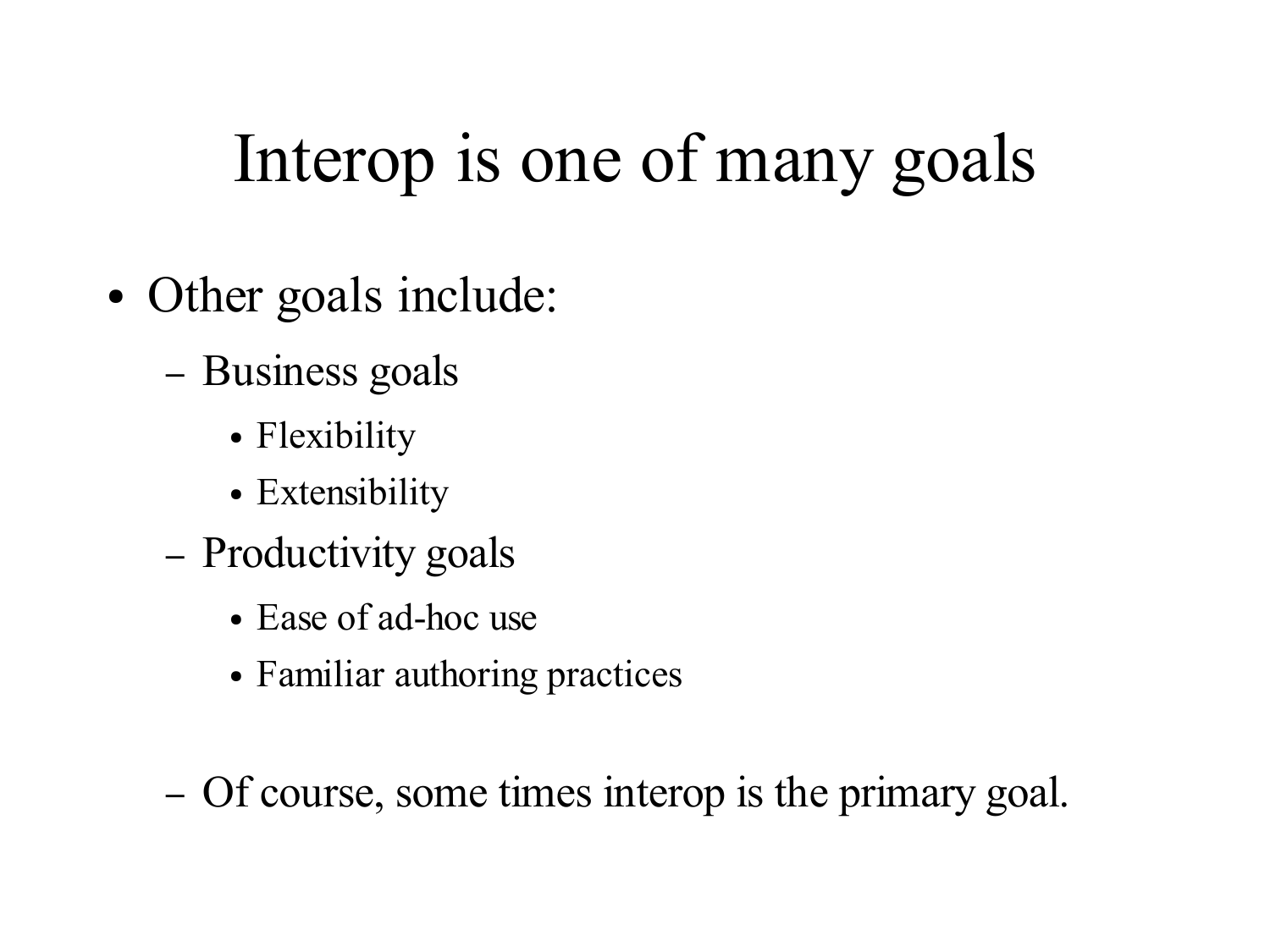# Interop is one of many goals

- Other goals include:
  - Business goals
    - Flexibility
    - Extensibility
  - Productivity goals
    - Ease of ad-hoc use
    - Familiar authoring practices

  - Of course, some times interop is the primary goal.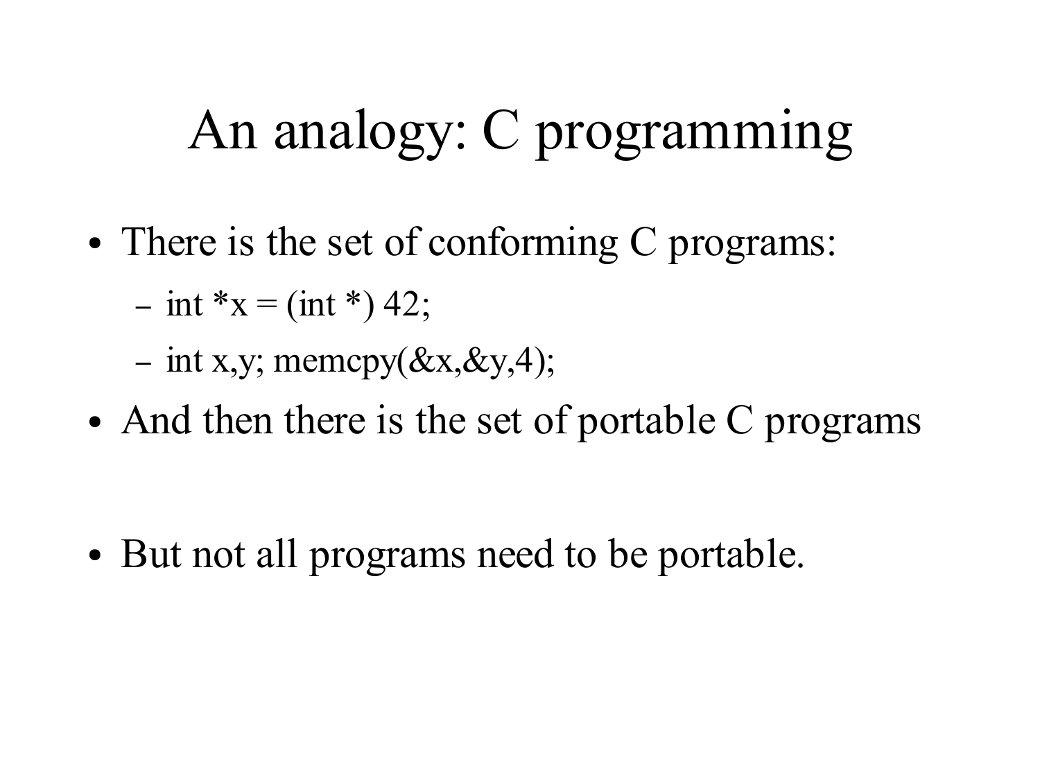# An analogy: C programming

- There is the set of conforming C programs:
  - int *x = (int *) 42;
  - int x,y; memcpy(&x,&y,4);
- And then there is the set of portable C programs
- But not all programs need to be portable.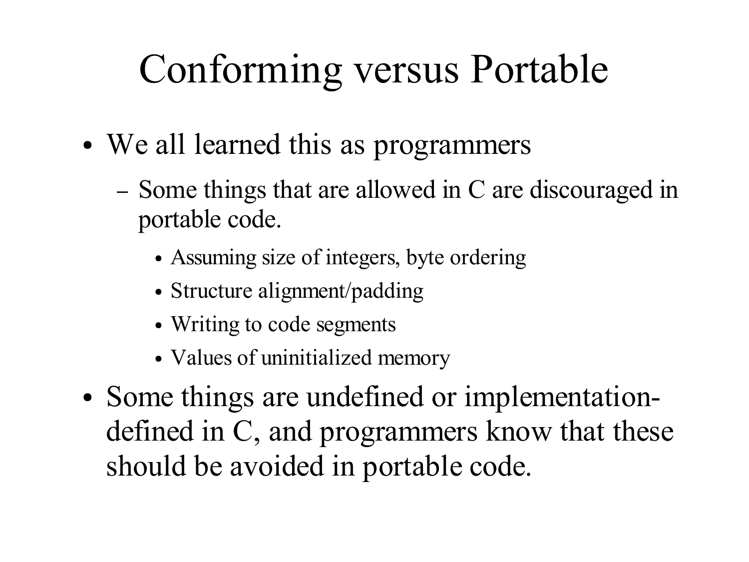# Conforming versus Portable

- We all learned this as programmers
  - Some things that are allowed in C are discouraged in portable code.
    - Assuming size of integers, byte ordering
    - Structure alignment/padding
    - Writing to code segments
    - Values of uninitialized memory
- Some things are undefined or implementation-defined in C, and programmers know that these should be avoided in portable code.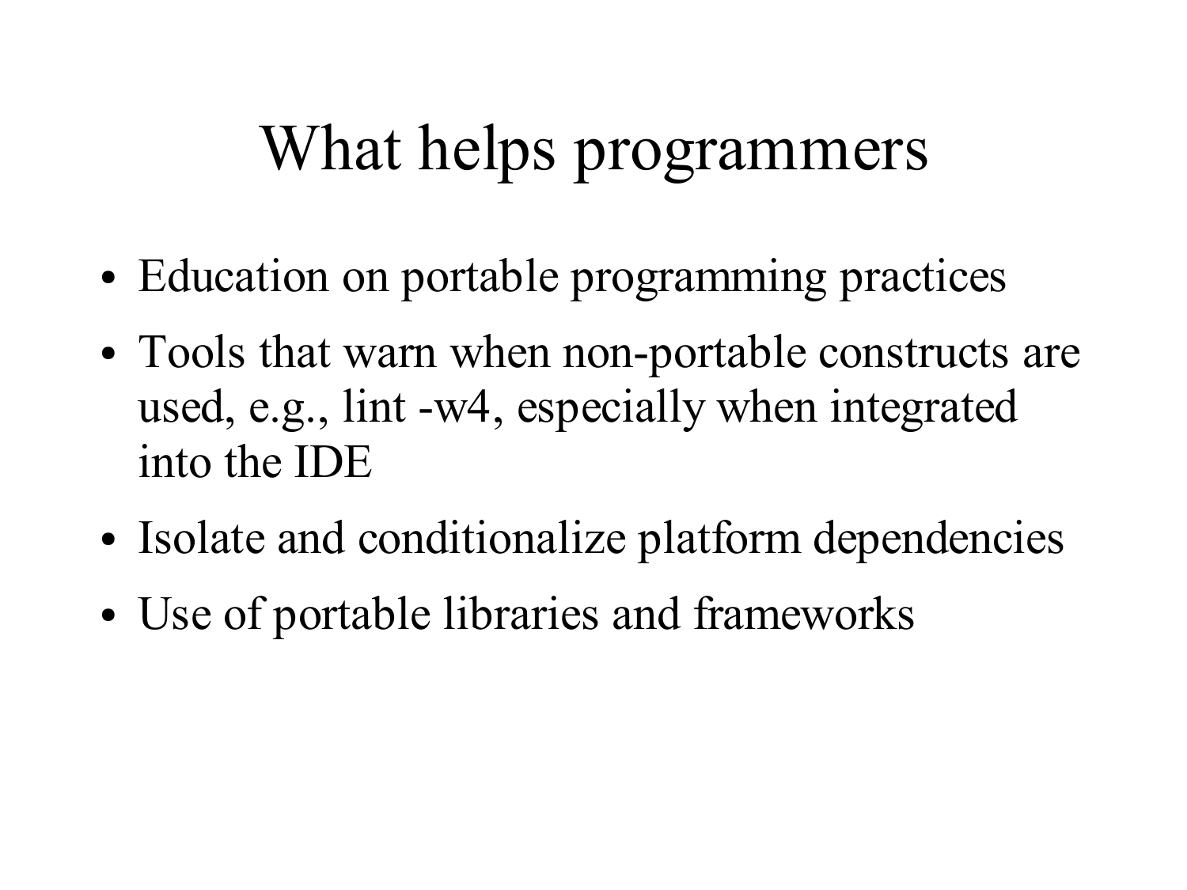# What helps programmers

- Education on portable programming practices
- Tools that warn when non-portable constructs are used, e.g., lint -w4, especially when integrated into the IDE
- Isolate and conditionalize platform dependencies
- Use of portable libraries and frameworks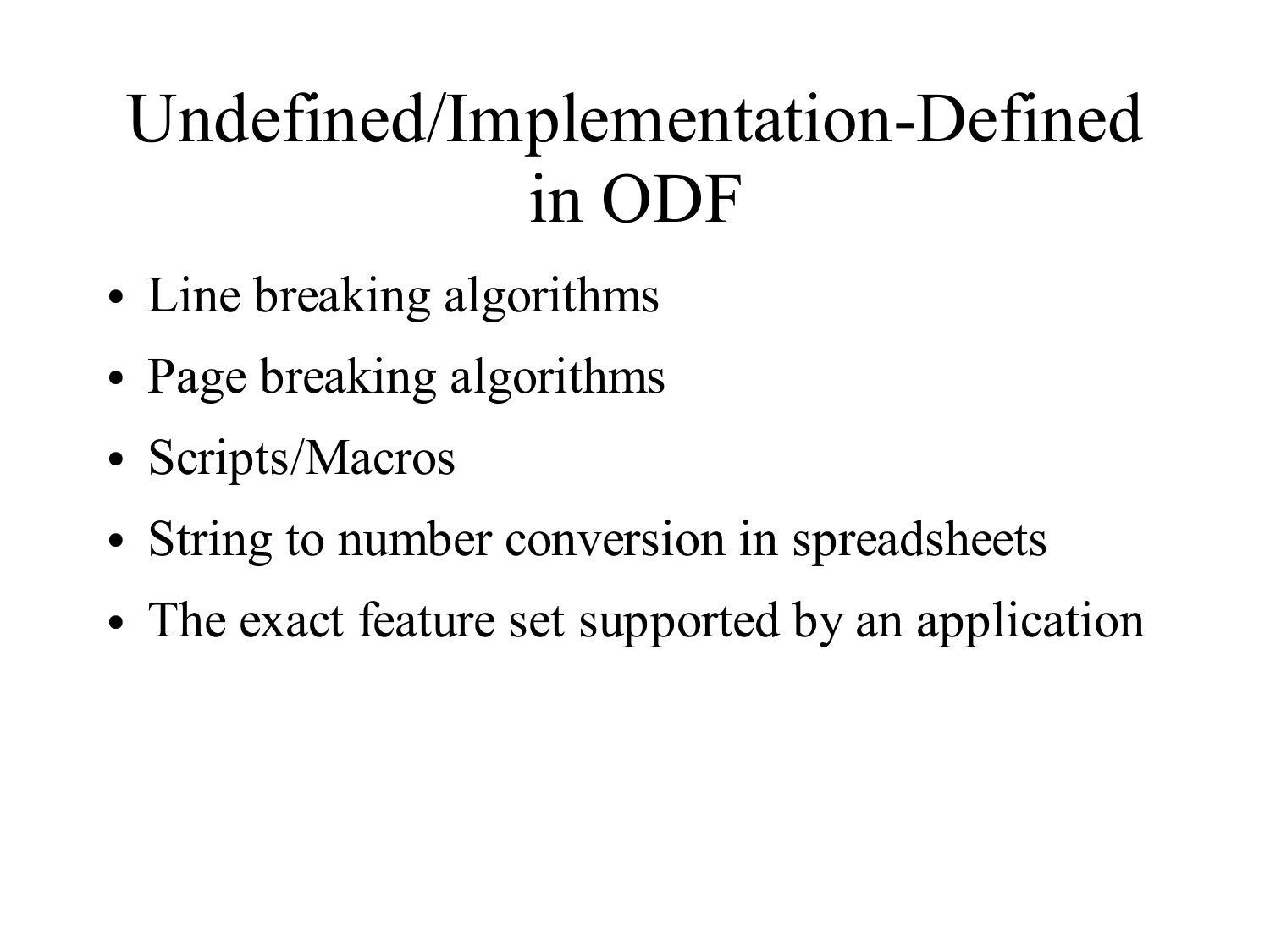# Undefined/Implementation-Defined in ODF

- Line breaking algorithms
- Page breaking algorithms
- Scripts/Macros
- String to number conversion in spreadsheets
- The exact feature set supported by an application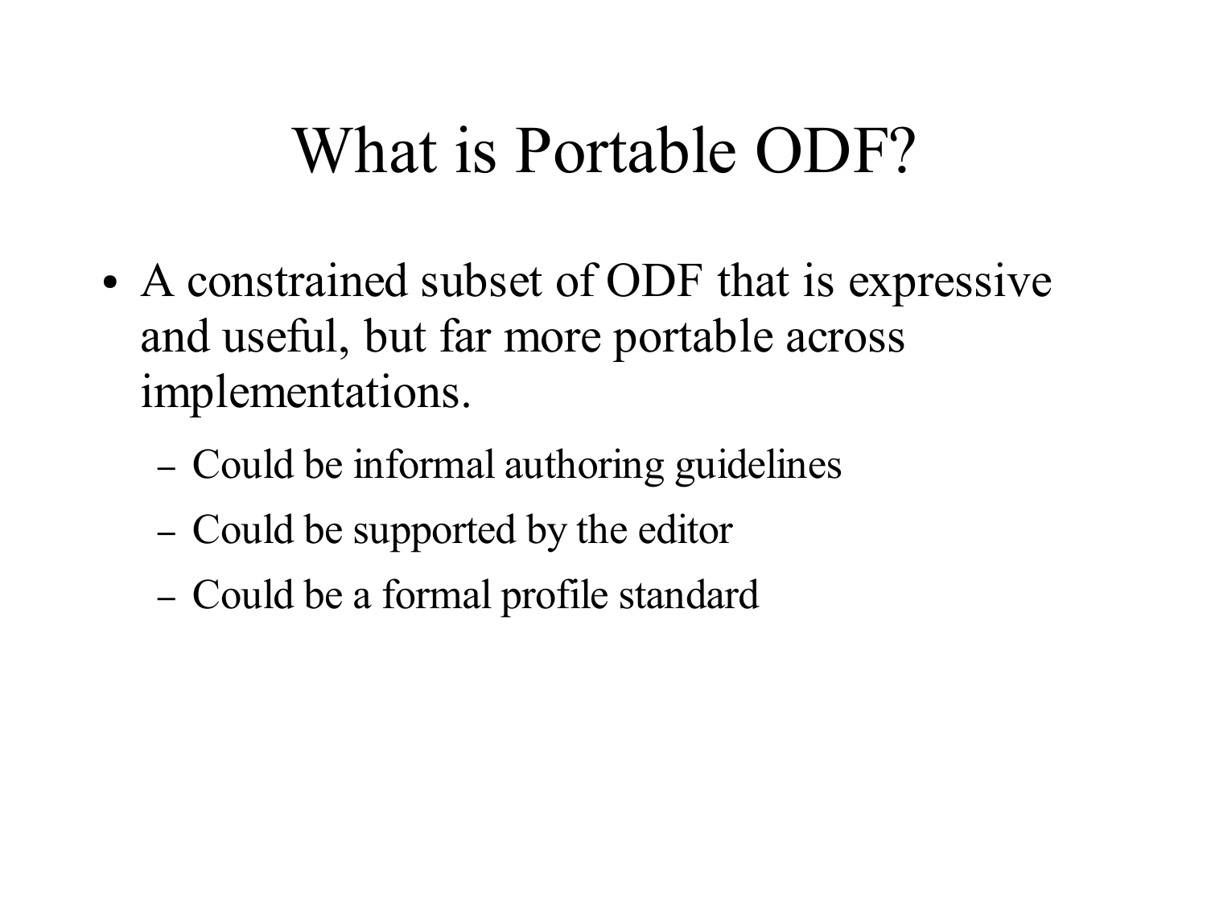# What is Portable ODF?

- A constrained subset of ODF that is expressive and useful, but far more portable across implementations.
  - Could be informal authoring guidelines
  - Could be supported by the editor
  - Could be a formal profile standard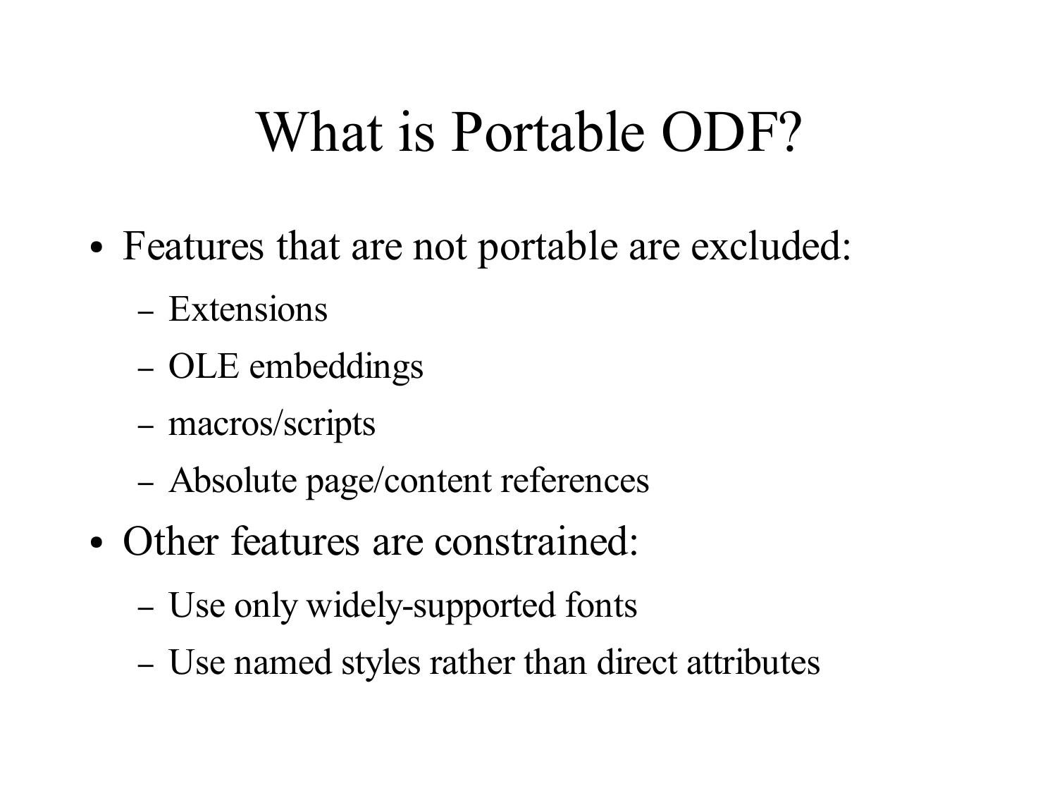# What is Portable ODF?

- Features that are not portable are excluded:
  - Extensions
  - OLE embeddings
  - macros/scripts
  - Absolute page/content references
- Other features are constrained:
  - Use only widely-supported fonts
  - Use named styles rather than direct attributes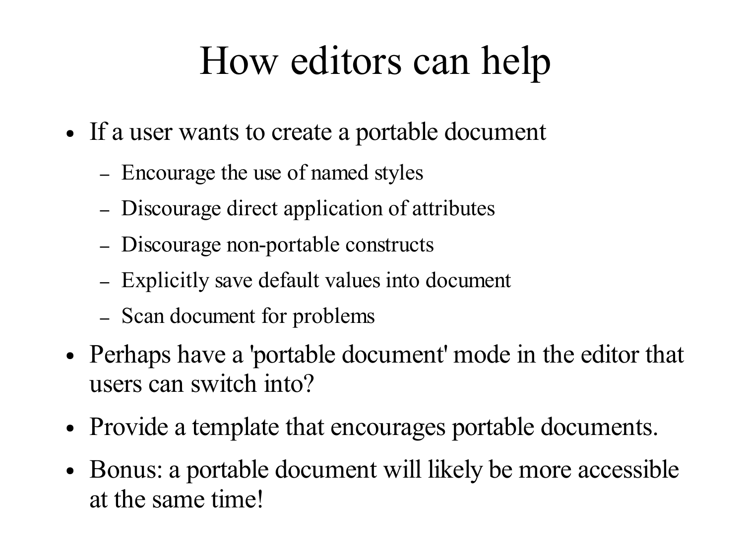# How editors can help

- If a user wants to create a portable document
  - Encourage the use of named styles
  - Discourage direct application of attributes
  - Discourage non-portable constructs
  - Explicitly save default values into document
  - Scan document for problems
- Perhaps have a 'portable document' mode in the editor that users can switch into?
- Provide a template that encourages portable documents.
- Bonus: a portable document will likely be more accessible at the same time!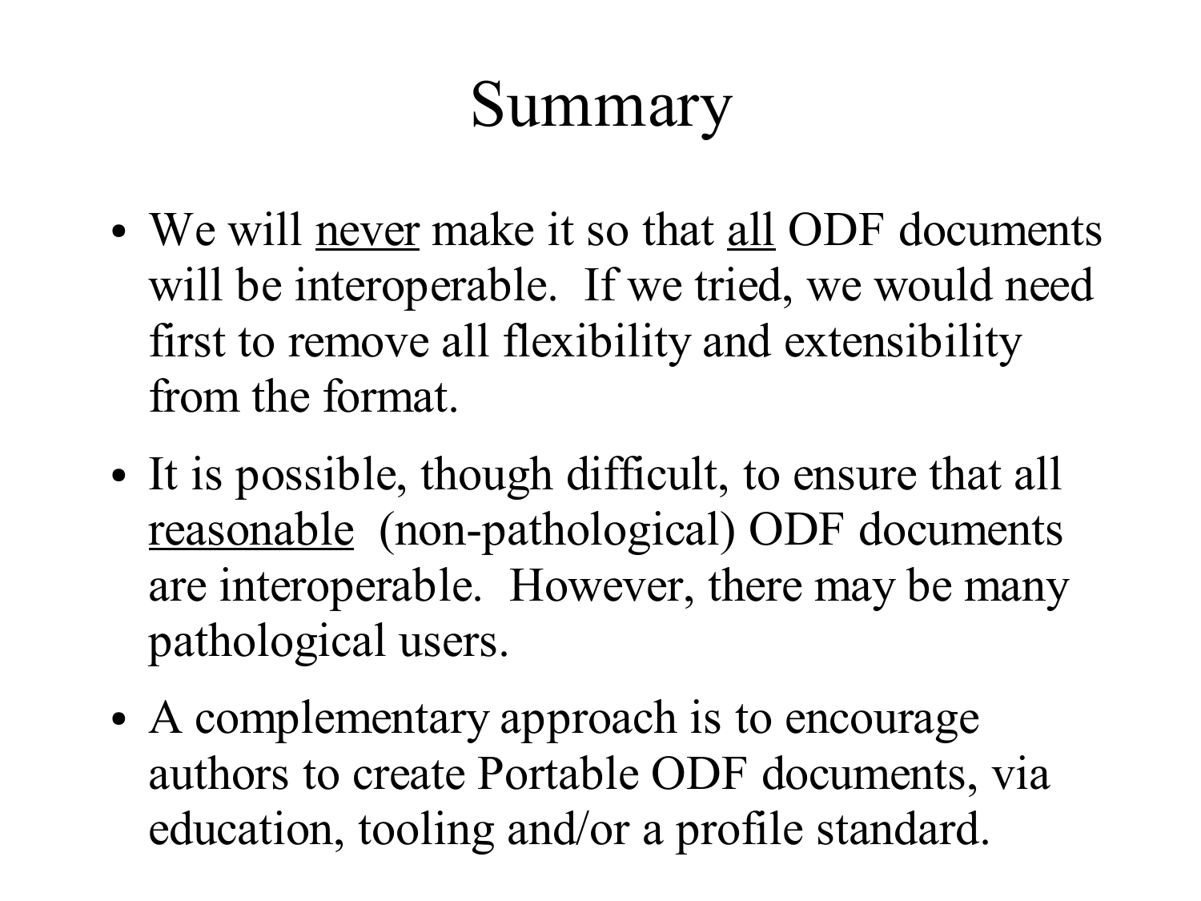# Summary

- We will <u>never</u> make it so that <u>all</u> ODF documents will be interoperable. If we tried, we would need first to remove all flexibility and extensibility from the format.
- It is possible, though difficult, to ensure that all <u>reasonable</u> (non-pathological) ODF documents are interoperable. However, there may be many pathological users.
- A complementary approach is to encourage authors to create Portable ODF documents, via education, tooling and/or a profile standard.